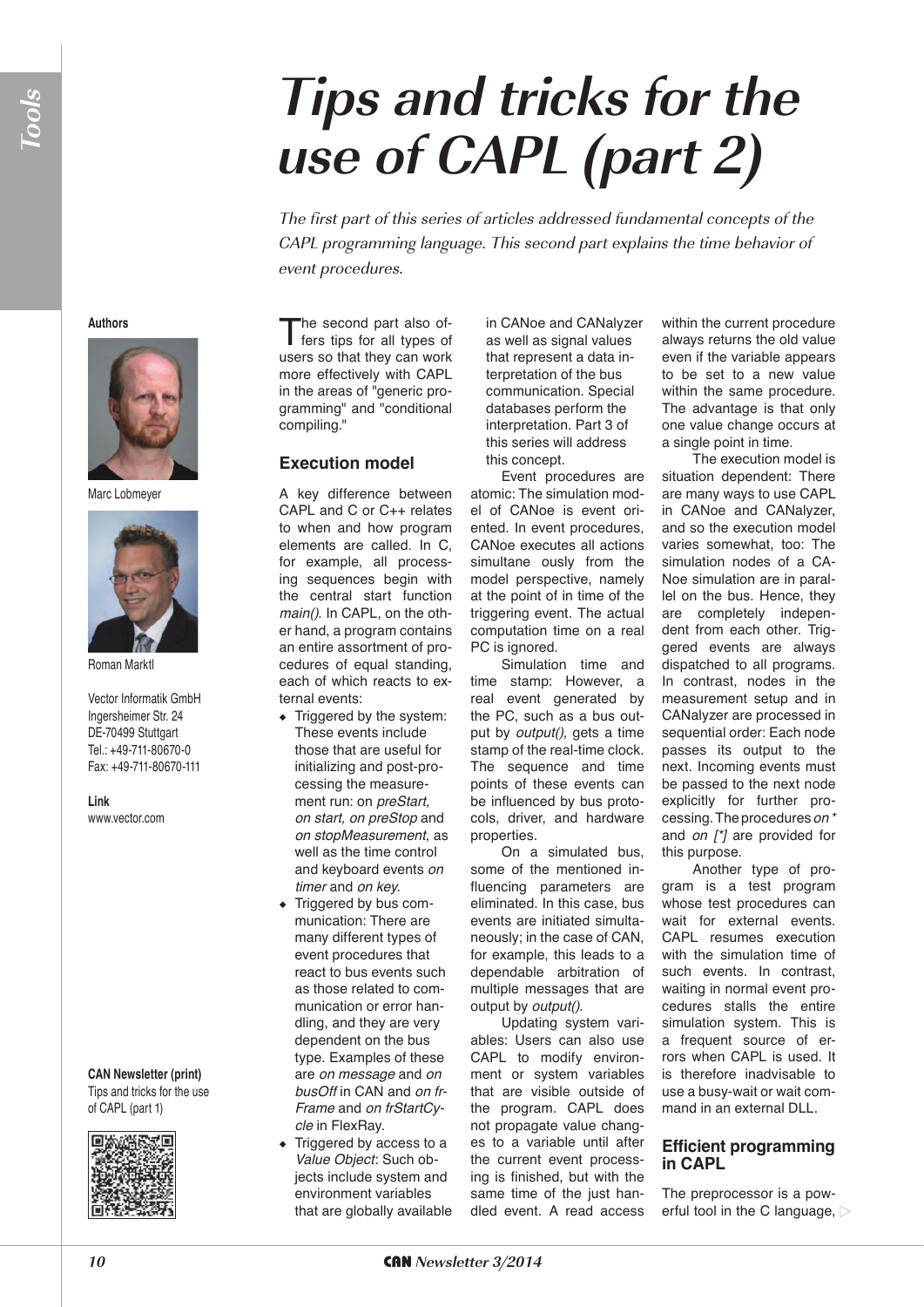# Tips and tricks for the use of CAPL (part 2)

*The first part of this series of articles addressed fundamental concepts of the CAPL programming language. This second part explains the time behavior of event procedures.*

**Authors**

Marc Lobmeyer

Roman Marktl

Vector Informatik GmbH
Ingersheimer Str. 24
DE-70499 Stuttgart
Tel.: +49-711-80670-0
Fax: +49-711-80670-111

**Link**
www.vector.com

**CAN Newsletter (print)**
Tips and tricks for the use of CAPL (part 1)

The second part also offers tips for all types of users so that they can work more efficiently with CAPL in the areas of "generic programming" and "conditional compiling."

## Execution model

A key difference between CAPL and C or C++ relates to when and how program elements are called. In C, for example, all processing sequences begin with the central start function *main()*. In CAPL, on the other hand, a program contains an entire assortment of procedures of equal standing, each of which reacts to external events:

- Triggered by the system: These events include those that are useful for initializing and post-processing the measurement run: on *preStart, on start, on preStop* and *on stopMeasurement*, as well as the time control and keyboard events *on timer* and *on key*.
- Triggered by bus communication: There are many different types of event procedures that react to bus events such as those related to communication or error handling, and they are very dependent on the bus type. Examples of these are *on message* and *on busOff* in CAN and *on frFrame* and *on frStartCycle* in FlexRay.
- Triggered by access to a *Value Object*: Such objects include system and environment variables that are globally available in CANoe and CANalyzer as well as signal values that represent a data interpretation of the bus communication. Special databases perform the interpretation. Part 3 of this series will address this concept.

Event procedures are atomic: The simulation model of CANoe is event oriented. In event procedures, CANoe executes all actions simultane ously from the model perspective, namely at the point of in time of the triggering event. The actual computation time on a real PC is ignored.

Simulation time and time stamp: However, a real event generated by the PC, such as a bus output by *output()*, gets a time stamp of the real-time clock. The sequence and time points of these events can be influenced by bus protocols, driver, and hardware properties.

On a simulated bus, some of the mentioned influencing parameters are eliminated. In this case, bus events are initiated simultaneously; in the case of CAN, for example, this leads to a dependable arbitration of multiple messages that are output by *output()*.

Updating system variables: Users can also use CAPL to modify environment or system variables that are visible outside of the program. CAPL does not propagate value changes to a variable until after the current event processing is finished, but with the same time of the just handled event. A read access within the current procedure always returns the old value even if the variable appears to be set to a new value within the same procedure. The advantage is that only one value change occurs at a single point in time.

The execution model is situation dependent: There are many ways to use CAPL in CANoe and CANalyzer, and so the execution model varies somewhat, too: The simulation nodes of a CANoe simulation are in parallel on the bus. Hence, they are completely independent from each other. Triggered events are always dispatched to all programs. In contrast, nodes in the measurement setup and in CANalyzer are processed in sequential order: Each node passes its output to the next. Incoming events must be passed to the next node explicitly for further processing. The procedures *on ** and *on [*]* are provided for this purpose.

Another type of program is a test program whose test procedures can wait for external events. CAPL resumes execution with the simulation time of such events. In contrast, waiting in normal event procedures stalls the entire simulation system. This is a frequent source of errors when CAPL is used. It is therefore inadvisable to use a busy-wait or wait command in an external DLL.

## Efficient programming in CAPL

The preprocessor is a powerful tool in the C language,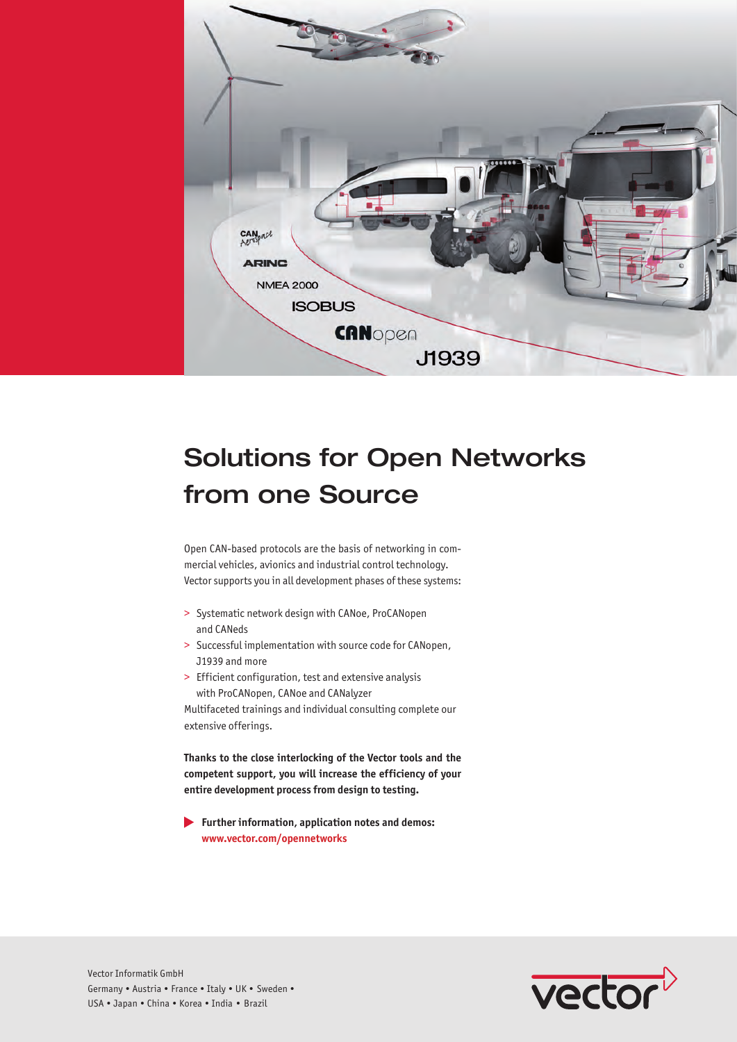# Solutions for Open Networks from one Source

Open CAN-based protocols are the basis of networking in commercial vehicles, avionics and industrial control technology. Vector supports you in all development phases of these systems:

> Systematic network design with CANoe, ProCANopen and CANeds
> Successful implementation with source code for CANopen, J1939 and more
> Efficient configuration, test and extensive analysis with ProCANopen, CANoe and CANalyzer

Multifaceted trainings and individual consulting complete our extensive offerings.

**Thanks to the close interlocking of the Vector tools and the competent support, you will increase the efficiency of your entire development process from design to testing.**

**Further information, application notes and demos:**
**www.vector.com/opennetworks**

Vector Informatik GmbH
Germany • Austria • France • Italy • UK • Sweden • USA • Japan • China • Korea • India • Brazil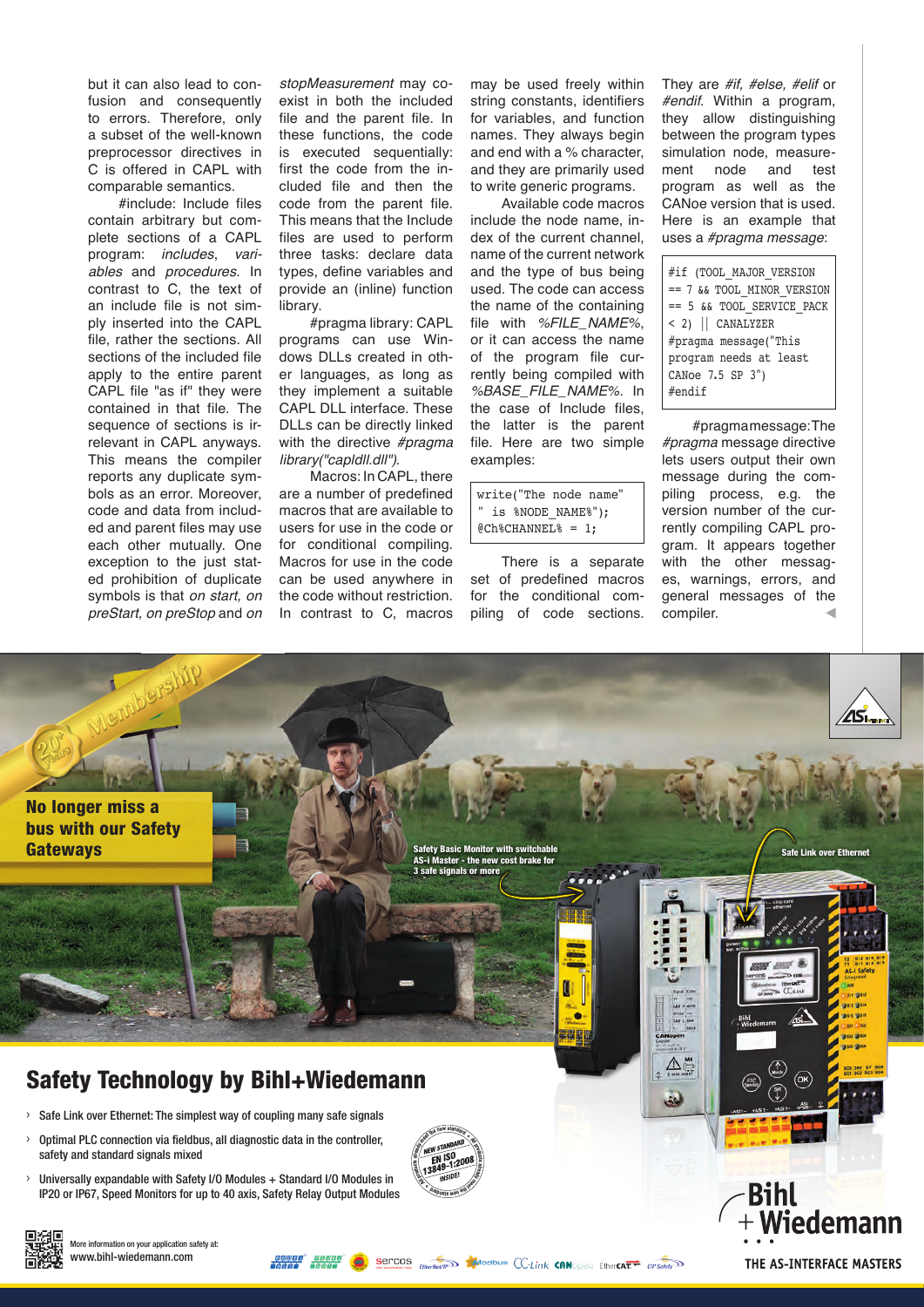but it can also lead to confusion and consequently to errors. Therefore, only a subset of the well-known preprocessor directives in C is offered in CAPL with comparable semantics.

#include: Include files contain arbitrary but complete sections of a CAPL program: *includes*, *variables* and *procedures*. In contrast to C, the text of an include file is not simply inserted into the CAPL file, rather the sections. All sections of the included file apply to the entire parent CAPL file "as if" they were contained in that file. The sequence of sections is irrelevant in CAPL anyways. This means the compiler reports any duplicate symbols as an error. Moreover, code and data from included and parent files may use each other mutually. One exception to the just stated prohibition of duplicate symbols is that *on start, on preStart, on preStop* and *on stopMeasurement* may coexist in both the included file and the parent file. In these functions, the code is executed sequentially: first the code from the included file and then the code from the parent file. This means that the Include files are used to perform three tasks: declare data types, define variables and provide an (inline) function library.

#pragma library: CAPL programs can use Windows DLLs created in other languages, as long as they implement a suitable CAPL DLL interface. These DLLs can be directly linked with the directive *#pragma library("capldll.dll")*.

Macros: In CAPL, there are a number of predefined macros that are available to users for use in the code or for conditional compiling. Macros for use in the code can be used anywhere in the code without restriction. In contrast to C, macros may be used freely within string constants, identifiers for variables, and function names. They always begin and end with a % character, and they are primarily used to write generic programs.

Available code macros include the node name, index of the current channel, name of the current network and the type of bus being used. The code can access the name of the containing file with *%FILE_NAME%*, or it can access the name of the program file currently being compiled with *%BASE_FILE_NAME%*. In the case of Include files, the latter is the parent file. Here are two simple examples:

```
write("The node name"
" is %NODE_NAME%");
@Ch%CHANNEL% = 1;
```

There is a separate set of predefined macros for the conditional compiling of code sections. They are *#if, #else, #elif* or *#endif.* Within a program, they allow distinguishing between the program types simulation node, measurement node and test program as well as the CANoe version that is used. Here is an example that uses a *#pragma message*:

```
#if (TOOL_MAJOR_VERSION
== 7 && TOOL_MINOR_VERSION
== 5 && TOOL_SERVICE_PACK
< 2) || CANALYZER
#pragma message("This
program needs at least
CANoe 7.5 SP 3")
#endif
```

#pragma message: The *#pragma* message directive lets users output their own message during the compiling process, e.g. the version number of the currently compiling CAPL program. It appears together with the other messages, warnings, errors, and general messages of the compiler. ◀

Membership 20+ Years

**No longer miss a bus with our Safety Gateways**

Safety Basic Monitor with switchable AS-i Master - the new cost brake for 3 safe signals or more

Safe Link over Ethernet

## Safety Technology by Bihl+Wiedemann

- Safe Link over Ethernet: The simplest way of coupling many safe signals
- Optimal PLC connection via fieldbus, all diagnostic data in the controller, safety and standard signals mixed
- Universally expandable with Safety I/O Modules + Standard I/O Modules in IP20 or IP67, Speed Monitors for up to 40 axis, Safety Relay Output Modules

The new standard · NEW STANDARD EN ISO 13849-1:2008 INSIDE!

More information on your application safety at:
www.bihl-wiedemann.com

Bihl + Wiedemann
THE AS-INTERFACE MASTERS